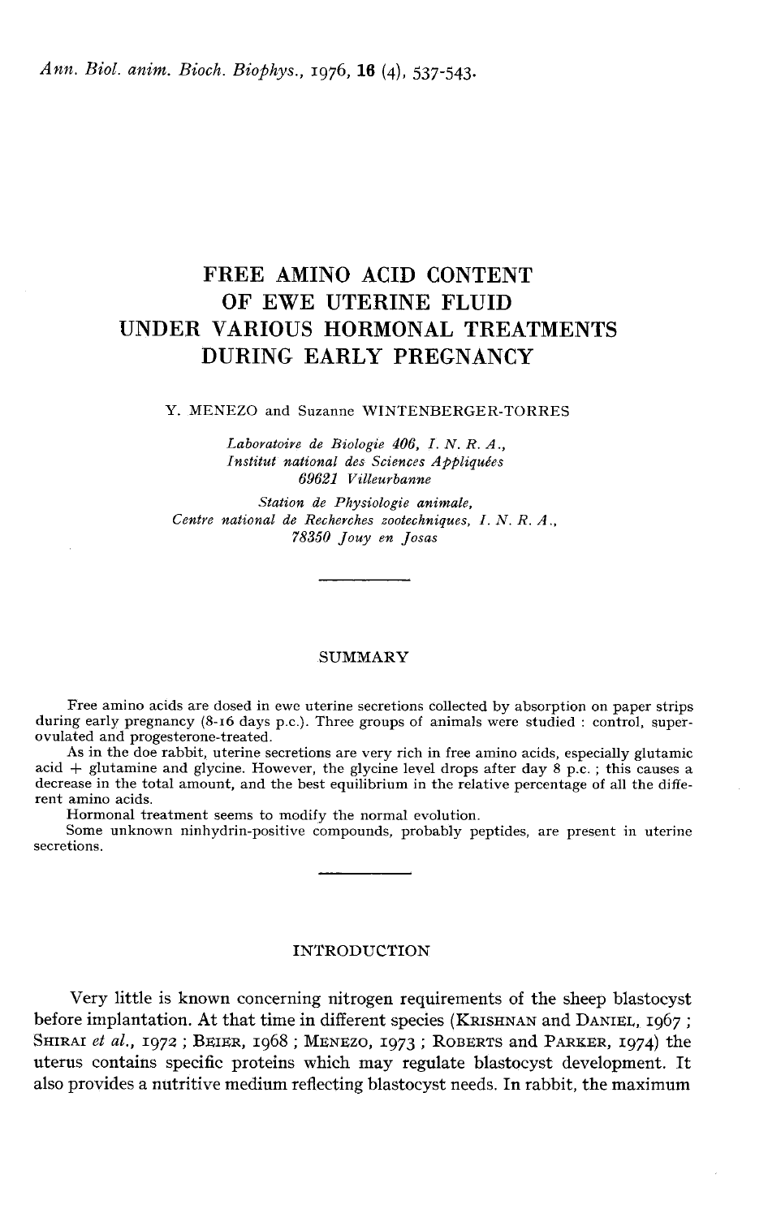# FREE AMINO ACID CONTENT OF EWE UTERINE FLUID UNDER VARIOUS HORMONAL TREATMENTS DURING EARLY PREGNANCY

Y. MENEZO and Suzanne WINTENBERGER-TORRES

*Laboratoire de Biologie 406, I. N. R. A., Institut national des Sciences Appliquées 69621 Villeurbanne*

*Station de Physiologie animale, Centre national de Recherches zootechniques, I. N. R. A., 78350 Jouy en Josas*

## SUMMARY

Free amino acids are dosed in ewe uterine secretions collected by absorption on paper strips during early pregnancy (8-16 days p.c.). Three groups of animals were studied : control, superovulated and progesterone-treated.

As in the doe rabbit, uterine secretions are very rich in free amino acids, especially glutamic acid + glutamine and glycine. However, the glycine level drops after day 8 p.c. ; this causes a decrease in the total amount, and the best equilibrium in the relative percentage of all the different amino acids.

Hormonal treatment seems to modify the normal evolution.

Some unknown ninhydrin-positive compounds, probably peptides, are present in uterine secretions.

## INTRODUCTION

Very little is known concerning nitrogen requirements of the sheep blastocyst before implantation. At that time in different species (KRISHNAN and DANIEL, 1967 ; SHIRAI *et al.*, 1972 ; BEIER, 1968 ; MENEZO, 1973 ; ROBERTS and PARKER, 1974) the uterus contains specific proteins which may regulate blastocyst development. It also provides a nutritive medium reflecting blastocyst needs. In rabbit, the maximum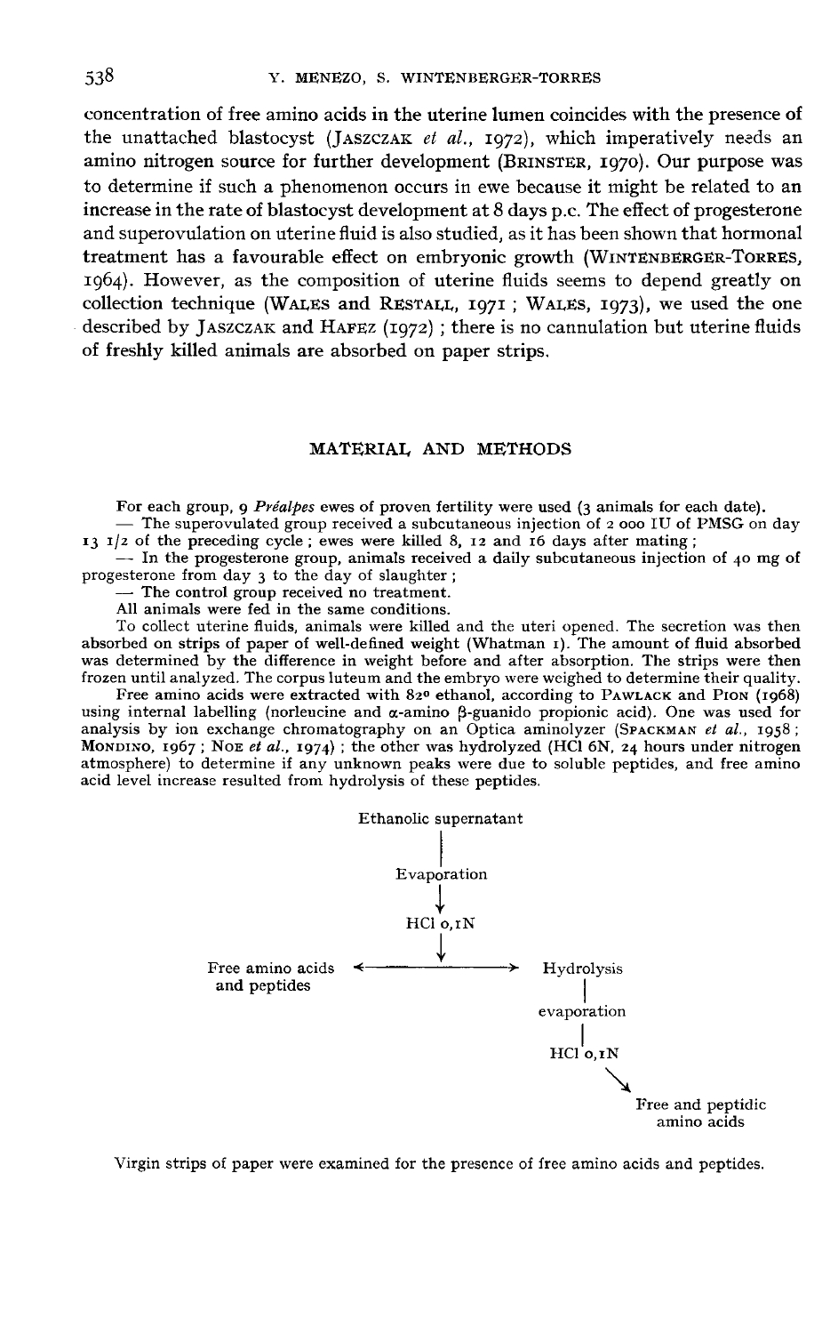concentration of free amino acids in the uterine lumen coincides with the presence of the unattached blastocyst (JASZCZAK *et al.*, 1972), which imperatively needs an amino nitrogen source for further development (BRINSTER, 1970). Our purpose was to determine if such a phenomenon occurs in ewe because it might be related to an increase in the rate of blastocyst development at 8 days p.c. The effect of progesterone and superovulation on uterine fluid is also studied, as it has been shown that hormonal treatment has a favourable effect on embryonic growth (WINTENBERGER-TORRES, 1964). However, as the composition of uterine fluids seems to depend greatly on collection technique (WALES and RESTALL, 1971 ; WALES, 1973), we used the one described by JASZCZAK and HAFEZ (1972) ; there is no cannulation but uterine fluids of freshly killed animals are absorbed on paper strips.

## MATERIAL AND METHODS

For each group, 9 *Préalpes* ewes of proven fertility were used (3 animals for each date).

— The superovulated group received a subcutaneous injection of 2 000 IU of PMSG on day 13 1/2 of the preceding cycle ; ewes were killed 8, 12 and 16 days after mating ;

— In the progesterone group, animals received a daily subcutaneous injection of 40 mg of progesterone from day 3 to the day of slaughter ;

— The control group received no treatment.

All animals were fed in the same conditions.

To collect uterine fluids, animals were killed and the uteri opened. The secretion was then absorbed on strips of paper of well-defined weight (Whatman 1). The amount of fluid absorbed was determined by the difference in weight before and after absorption. The strips were then frozen until analyzed. The corpus luteum and the embryo were weighed to determine their quality.

Free amino acids were extracted with 82° ethanol, according to PAWLACK and PION (1968) using internal labelling (norleucine and α-amino β-guanido propionic acid). One was used for analysis by ion exchange chromatography on an Optica aminolyzer (SPACKMAN *et al.*, 1958 ; MONDINO, 1967 ; NOE *et al.*, 1974) ; the other was hydrolyzed (HCl 6N, 24 hours under nitrogen atmosphere) to determine if any unknown peaks were due to soluble peptides, and free amino acid level increase resulted from hydrolysis of these peptides.

```
                         Ethanolic supernatant
                                  |
                             Evaporation
                                  ↓
                              HCl 0,1N
                                  ↓
Free amino acids  ←———————————————————→  Hydrolysis
 and peptides                                 |
                                         evaporation
                                              |
                                          HCl 0,1N
                                               ↘
                                          Free and peptidic
                                            amino acids
```

Virgin strips of paper were examined for the presence of free amino acids and peptides.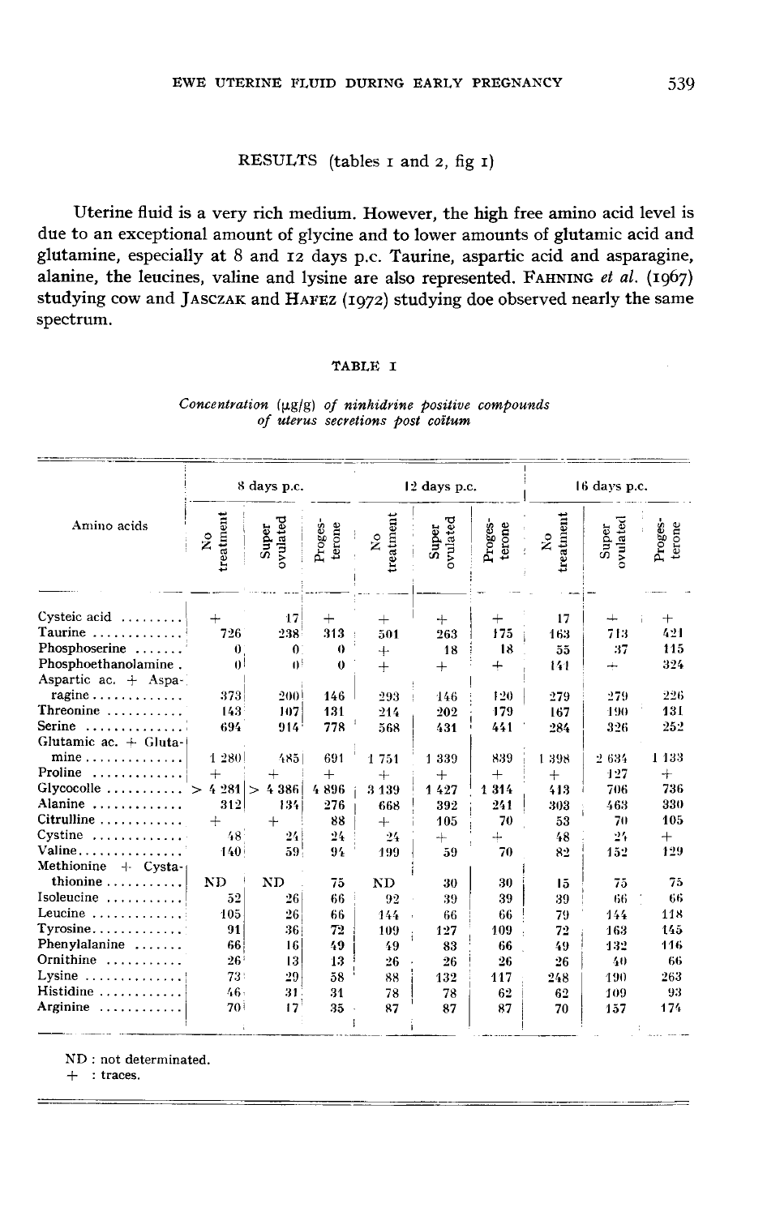## RESULTS (tables 1 and 2, fig 1)

Uterine fluid is a very rich medium. However, the high free amino acid level is due to an exceptional amount of glycine and to lower amounts of glutamic acid and glutamine, especially at 8 and 12 days p.c. Taurine, aspartic acid and asparagine, alanine, the leucines, valine and lysine are also represented. FAHNING *et al.* (1967) studying cow and JASCZAK and HAFEZ (1972) studying doe observed nearly the same spectrum.

TABLE 1

*Concentration (µg/g) of ninhydrine positive compounds of uterus secretions post coïtum*

| Amino acids | 8 days p.c. | | | 12 days p.c. | | | 16 days p.c. | | |
|---|---|---|---|---|---|---|---|---|---|
| | No treatment | Super ovulated | Proges-terone | No treatment | Super ovulated | Proges-terone | No treatment | Super ovulated | Proges-terone |
| Cysteic acid | + | 17 | + | + | + | + | 17 | + | + |
| Taurine | 726 | 238 | 313 | 501 | 263 | 175 | 163 | 713 | 421 |
| Phosphoserine | 0 | 0 | 0 | + | 18 | 18 | 55 | 37 | 115 |
| Phosphoethanolamine | 0 | 0 | 0 | + | + | + | 141 | + | 324 |
| Aspartic ac. + Asparagine | 373 | 200 | 146 | 293 | 146 | 120 | 279 | 279 | 226 |
| Threonine | 143 | 107 | 131 | 214 | 202 | 179 | 167 | 190 | 131 |
| Serine | 694 | 914 | 778 | 568 | 431 | 441 | 284 | 326 | 252 |
| Glutamic ac. + Glutamine | 1 280 | 485 | 691 | 1 751 | 1 339 | 839 | 1 398 | 2 634 | 1 133 |
| Proline | + | + | + | + | + | + | + | 127 | + |
| Glycocolle | > 4 281 | > 4 386 | 4 896 | 3 139 | 1 427 | 1 314 | 413 | 706 | 736 |
| Alanine | 312 | 134 | 276 | 668 | 392 | 241 | 303 | 463 | 330 |
| Citrulline | + | + | 88 | + | 105 | 70 | 53 | 70 | 105 |
| Cystine | 48 | 24 | 24 | 24 | + | + | 48 | 24 | + |
| Valine | 140 | 59 | 94 | 199 | 59 | 70 | 82 | 152 | 129 |
| Methionine + Cystathionine | ND | ND | 75 | ND | 30 | 30 | 15 | 75 | 75 |
| Isoleucine | 52 | 26 | 66 | 92 | 39 | 39 | 39 | 66 | 66 |
| Leucine | 105 | 26 | 66 | 144 | 66 | 66 | 79 | 144 | 118 |
| Tyrosine | 91 | 36 | 72 | 109 | 127 | 109 | 72 | 163 | 145 |
| Phenylalanine | 66 | 16 | 49 | 49 | 83 | 66 | 49 | 132 | 116 |
| Ornithine | 26 | 13 | 13 | 26 | 26 | 26 | 26 | 40 | 66 |
| Lysine | 73 | 29 | 58 | 88 | 132 | 117 | 248 | 190 | 263 |
| Histidine | 46 | 31 | 31 | 78 | 78 | 62 | 62 | 109 | 93 |
| Arginine | 70 | 17 | 35 | 87 | 87 | 87 | 70 | 157 | 174 |

ND : not determinated.
+ : traces.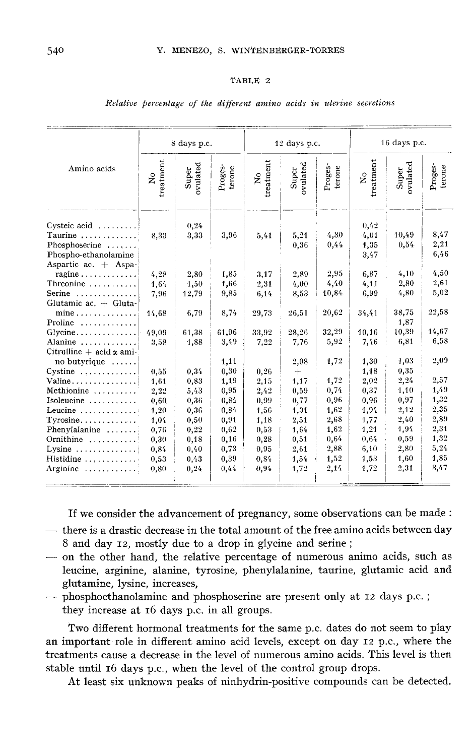TABLE 2

*Relative percentage of the different amino acids in uterine secretions*

| Amino acids | 8 days p.c. | | | 12 days p.c. | | | 16 days p.c. | | |
|---|---|---|---|---|---|---|---|---|---|
| | No treatment | Super ovulated | Proges-terone | No treatment | Super ovulated | Proges-terone | No treatment | Super ovulated | Proges-terone |
| Cysteic acid | | 0,24 | | | | | 0,42 | | |
| Taurine | 8,33 | 3,33 | 3,96 | 5,41 | 5,21 | 4,30 | 4,01 | 10,49 | 8,47 |
| Phosphoserine | | | | | 0,36 | 0,44 | 1,35 | 0,54 | 2,21 |
| Phospho-ethanolamine | | | | | | | 3,47 | | 6,46 |
| Aspartic ac. + Asparagine | 4,28 | 2,80 | 1,85 | 3,17 | 2,89 | 2,95 | 6,87 | 4,10 | 4,50 |
| Threonine | 1,64 | 1,50 | 1,66 | 2,31 | 4,00 | 4,40 | 4,11 | 2,80 | 2,61 |
| Serine | 7,96 | 12,79 | 9,85 | 6,14 | 8,53 | 10,84 | 6,99 | 4,80 | 5,02 |
| Glutamic ac. + Glutamine | 14,68 | 6,79 | 8,74 | 29,73 | 26,51 | 20,62 | 34,41 | 38,75 | 22,58 |
| Proline | | | | | | | | 1,87 | |
| Glycine | 49,09 | 61,38 | 61,96 | 33,92 | 28,26 | 32,29 | 10,16 | 10,39 | 14,67 |
| Alanine | 3,58 | 1,88 | 3,49 | 7,22 | 7,76 | 5,92 | 7,46 | 6,81 | 6,58 |
| Citrulline + acid α amino butyrique | | | 1,11 | | 2,08 | 1,72 | 1,30 | 1,03 | 2,09 |
| Cystine | 0,55 | 0,34 | 0,30 | 0,26 | + | | 1,18 | 0,35 | |
| Valine | 1,61 | 0,83 | 1,19 | 2,15 | 1,17 | 1,72 | 2,02 | 2,24 | 2,57 |
| Methionine | 2,22 | 5,43 | 0,95 | 2,42 | 0,59 | 0,74 | 0,37 | 1,10 | 1,49 |
| Isoleucine | 0,60 | 0,36 | 0,84 | 0,99 | 0,77 | 0,96 | 0,96 | 0,97 | 1,32 |
| Leucine | 1,20 | 0,36 | 0,84 | 1,56 | 1,31 | 1,62 | 1,94 | 2,12 | 2,35 |
| Tyrosine | 1,04 | 0,50 | 0,91 | 1,18 | 2,51 | 2,68 | 1,77 | 2,40 | 2,89 |
| Phenylalanine | 0,76 | 0,22 | 0,62 | 0,53 | 1,64 | 1,62 | 1,21 | 1,94 | 2,31 |
| Ornithine | 0,30 | 0,18 | 0,16 | 0,28 | 0,51 | 0,64 | 0,64 | 0,59 | 1,32 |
| Lysine | 0,84 | 0,40 | 0,73 | 0,95 | 2,61 | 2,88 | 6,10 | 2,80 | 5,24 |
| Histidine | 0,53 | 0,43 | 0,39 | 0,84 | 1,54 | 1,52 | 1,53 | 1,60 | 1,85 |
| Arginine | 0,80 | 0,24 | 0,44 | 0,94 | 1,72 | 2,14 | 1,72 | 2,31 | 3,47 |

If we consider the advancement of pregnancy, some observations can be made :

- there is a drastic decrease in the total amount of the free amino acids between day 8 and day 12, mostly due to a drop in glycine and serine ;
- on the other hand, the relative percentage of numerous animo acids, such as leucine, arginine, alanine, tyrosine, phenylalanine, taurine, glutamic acid and glutamine, lysine, increases,
- phosphoethanolamine and phosphoserine are present only at 12 days p.c. ; they increase at 16 days p.c. in all groups.

Two different hormonal treatments for the same p.c. dates do not seem to play an important role in different amino acid levels, except on day 12 p.c., where the treatments cause a decrease in the level of numerous amino acids. This level is then stable until 16 days p.c., when the level of the control group drops.

At least six unknown peaks of ninhydrin-positive compounds can be detected.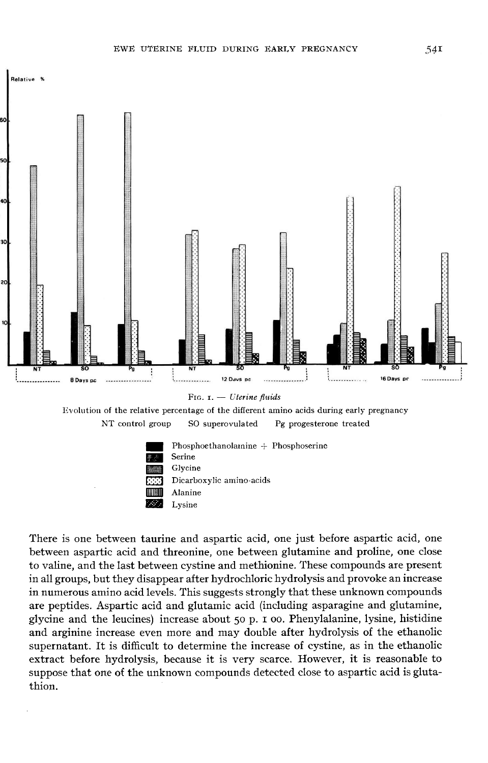FIG. 1. — *Uterine fluids*

Evolution of the relative percentage of the different amino acids during early pregnancy

NT control group SO superovulated Pg progesterone treated

- Phosphoethanolamine + Phosphoserine
- Serine
- Glycine
- Dicarboxylic amino-acids
- Alanine
- Lysine

There is one between taurine and aspartic acid, one just before aspartic acid, one between aspartic acid and threonine, one between glutamine and proline, one close to valine, and the last between cystine and methionine. These compounds are present in all groups, but they disappear after hydrochloric hydrolysis and provoke an increase in numerous amino acid levels. This suggests strongly that these unknown compounds are peptides. Aspartic acid and glutamic acid (including asparagine and glutamine, glycine and the leucines) increase about 50 p. 1 00. Phenylalanine, lysine, histidine and arginine increase even more and may double after hydrolysis of the ethanolic supernatant. It is difficult to determine the increase of cystine, as in the ethanolic extract before hydrolysis, because it is very scarce. However, it is reasonable to suppose that one of the unknown compounds detected close to aspartic acid is glutathion.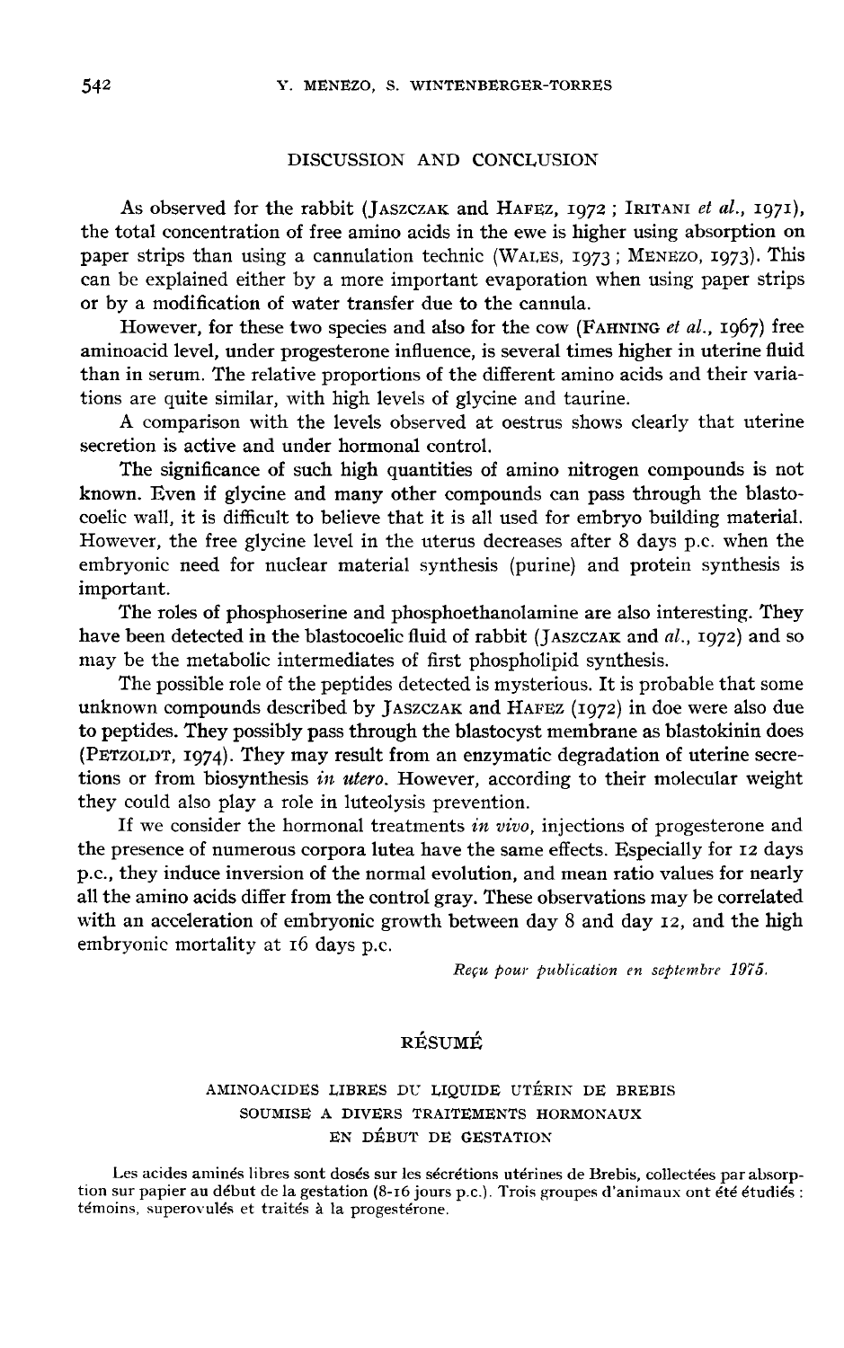## DISCUSSION AND CONCLUSION

As observed for the rabbit (Jaszczak and Hafez, 1972 ; Iritani *et al.*, 1971), the total concentration of free amino acids in the ewe is higher using absorption on paper strips than using a cannulation technic (Wales, 1973 ; Menezo, 1973). This can be explained either by a more important evaporation when using paper strips or by a modification of water transfer due to the cannula.

However, for these two species and also for the cow (Fahning *et al.*, 1967) free aminoacid level, under progesterone influence, is several times higher in uterine fluid than in serum. The relative proportions of the different amino acids and their variations are quite similar, with high levels of glycine and taurine.

A comparison with the levels observed at oestrus shows clearly that uterine secretion is active and under hormonal control.

The significance of such high quantities of amino nitrogen compounds is not known. Even if glycine and many other compounds can pass through the blastocoelic wall, it is difficult to believe that it is all used for embryo building material. However, the free glycine level in the uterus decreases after 8 days p.c. when the embryonic need for nuclear material synthesis (purine) and protein synthesis is important.

The roles of phosphoserine and phosphoethanolamine are also interesting. They have been detected in the blastocoelic fluid of rabbit (Jaszczak and *al.*, 1972) and so may be the metabolic intermediates of first phospholipid synthesis.

The possible role of the peptides detected is mysterious. It is probable that some unknown compounds described by Jaszczak and Hafez (1972) in doe were also due to peptides. They possibly pass through the blastocyst membrane as blastokinin does (Petzoldt, 1974). They may result from an enzymatic degradation of uterine secretions or from biosynthesis *in utero*. However, according to their molecular weight they could also play a role in luteolysis prevention.

If we consider the hormonal treatments *in vivo*, injections of progesterone and the presence of numerous corpora lutea have the same effects. Especially for 12 days p.c., they induce inversion of the normal evolution, and mean ratio values for nearly all the amino acids differ from the control gray. These observations may be correlated with an acceleration of embryonic growth between day 8 and day 12, and the high embryonic mortality at 16 days p.c.

*Reçu pour publication en septembre 1975.*

## RÉSUMÉ

### AMINOACIDES LIBRES DU LIQUIDE UTÉRIN DE BREBIS SOUMISE A DIVERS TRAITEMENTS HORMONAUX EN DÉBUT DE GESTATION

Les acides aminés libres sont dosés sur les sécrétions utérines de Brebis, collectées par absorption sur papier au début de la gestation (8-16 jours p.c.). Trois groupes d'animaux ont été étudiés : témoins, superovulés et traités à la progestérone.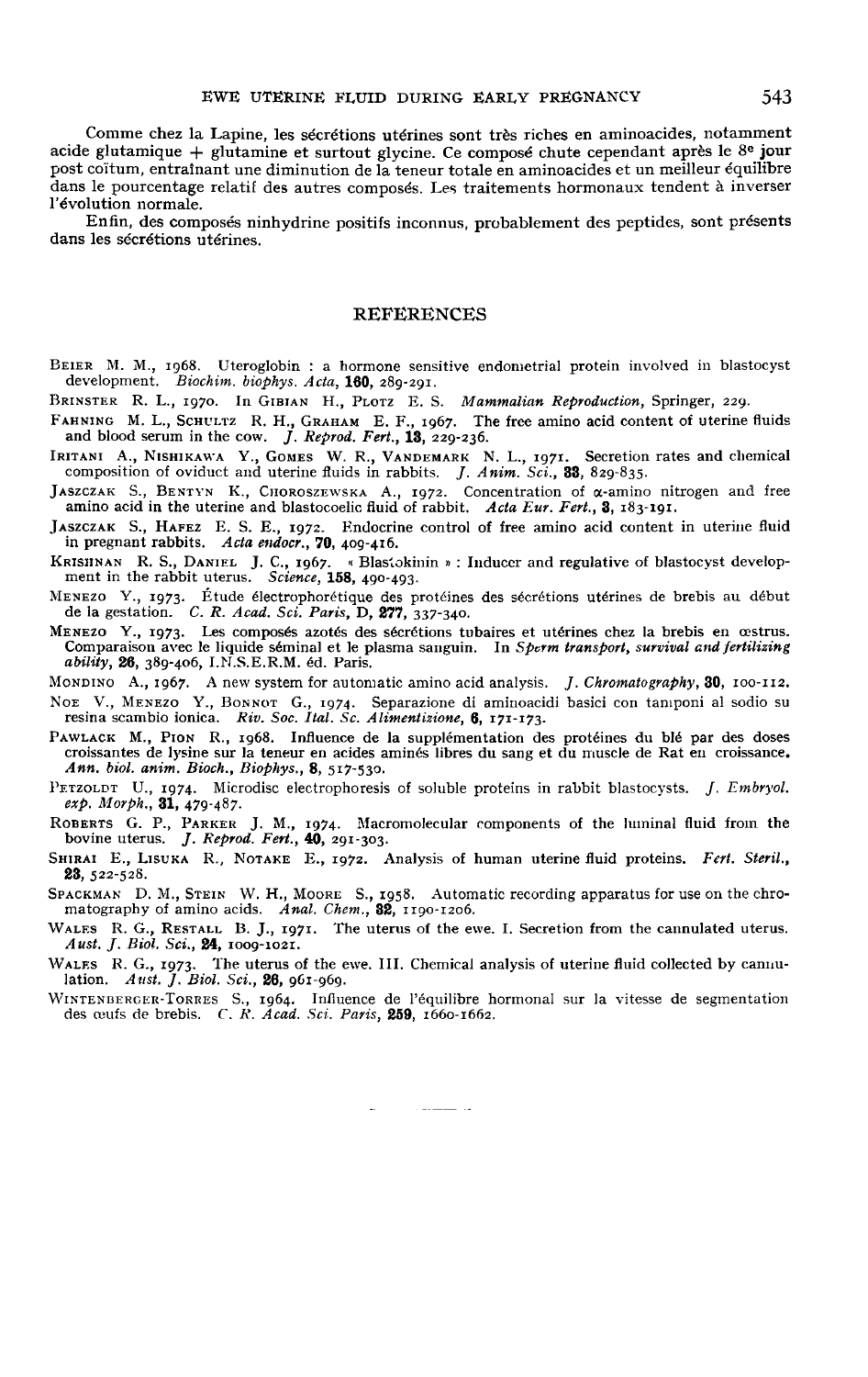Comme chez la Lapine, les sécrétions utérines sont très riches en aminoacides, notamment acide glutamique + glutamine et surtout glycine. Ce composé chute cependant après le 8e jour post coïtum, entraînant une diminution de la teneur totale en aminoacides et un meilleur équilibre dans le pourcentage relatif des autres composés. Les traitements hormonaux tendent à inverser l'évolution normale.

Enfin, des composés ninhydrine positifs inconnus, probablement des peptides, sont présents dans les sécrétions utérines.

## REFERENCES

BEIER M. M., 1968. Uteroglobin : a hormone sensitive endometrial protein involved in blastocyst development. *Biochim. biophys. Acta*, **160**, 289-291.

BRINSTER R. L., 1970. In GIBIAN H., PLOTZ E. S. *Mammalian Reproduction*, Springer, 229.

FAHNING M. L., SCHULTZ R. H., GRAHAM E. F., 1967. The free amino acid content of uterine fluids and blood serum in the cow. *J. Reprod. Fert.*, **13**, 229-236.

IRITANI A., NISHIKAWA Y., GOMES W. R., VANDEMARK N. L., 1971. Secretion rates and chemical composition of oviduct and uterine fluids in rabbits. *J. Anim. Sci.*, **33**, 829-835.

JASZCZAK S., BENTYN K., CHOROSZEWSKA A., 1972. Concentration of α-amino nitrogen and free amino acid in the uterine and blastocoelic fluid of rabbit. *Acta Eur. Fert.*, **3**, 183-191.

JASZCZAK S., HAFEZ E. S. E., 1972. Endocrine control of free amino acid content in uterine fluid in pregnant rabbits. *Acta endocr.*, **70**, 409-416.

KRISHNAN R. S., DANIEL J. C., 1967. « Blastokinin » : Inducer and regulative of blastocyst development in the rabbit uterus. *Science*, **158**, 490-493.

MENEZO Y., 1973. Étude électrophorétique des protéines des sécrétions utérines de brebis au début de la gestation. *C. R. Acad. Sci. Paris*, **D**, **277**, 337-340.

MENEZO Y., 1973. Les composés azotés des sécrétions tubaires et utérines chez la brebis en œstrus. Comparaison avec le liquide séminal et le plasma sanguin. In *Sperm transport, survival and fertilizing ability*, **26**, 389-406, I.N.S.E.R.M. éd. Paris.

MONDINO A., 1967. A new system for automatic amino acid analysis. *J. Chromatography*, **30**, 100-112.

NOE V., MENEZO Y., BONNOT G., 1974. Separazione di aminoacidi basici con tamponi al sodio su resina scambio ionica. *Riv. Soc. Ital. Sc. Alimentizione*, **6**, 171-173.

PAWLACK M., PION R., 1968. Influence de la supplémentation des protéines du blé par des doses croissantes de lysine sur la teneur en acides aminés libres du sang et du muscle de Rat en croissance. *Ann. biol. anim. Bioch., Biophys.*, **8**, 517-530.

PETZOLDT U., 1974. Microdisc electrophoresis of soluble proteins in rabbit blastocysts. *J. Embryol. exp. Morph.*, **31**, 479-487.

ROBERTS G. P., PARKER J. M., 1974. Macromolecular components of the luminal fluid from the bovine uterus. *J. Reprod. Fert.*, **40**, 291-303.

SHIRAI E., LISUKA R., NOTAKE E., 1972. Analysis of human uterine fluid proteins. *Fert. Steril.*, **23**, 522-528.

SPACKMAN D. M., STEIN W. H., MOORE S., 1958. Automatic recording apparatus for use on the chromatography of amino acids. *Anal. Chem.*, **32**, 1190-1206.

WALES R. G., RESTALL B. J., 1971. The uterus of the ewe. I. Secretion from the cannulated uterus. *Aust. J. Biol. Sci.*, **24**, 1009-1021.

WALES R. G., 1973. The uterus of the ewe. III. Chemical analysis of uterine fluid collected by cannulation. *Aust. J. Biol. Sci.*, **26**, 961-969.

WINTENBERGER-TORRES S., 1964. Influence de l'équilibre hormonal sur la vitesse de segmentation des œufs de brebis. *C. R. Acad. Sci. Paris*, **259**, 1660-1662.